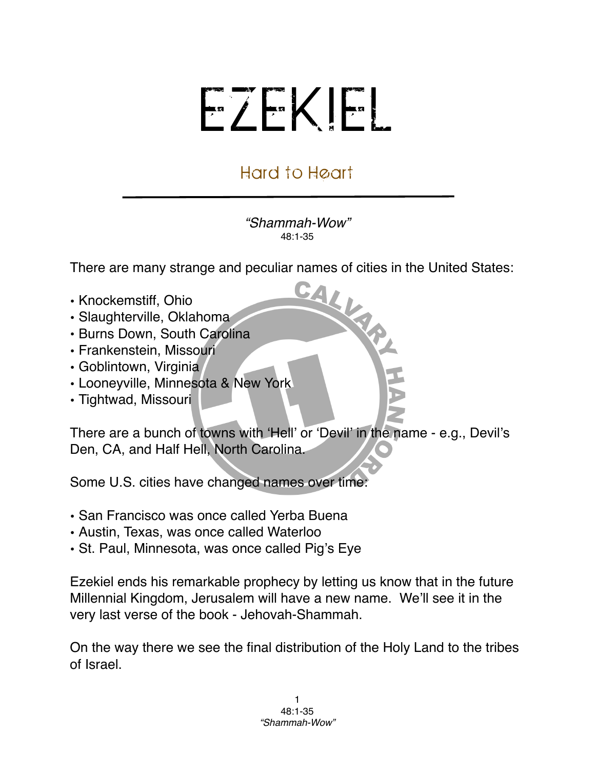# EZEKIEL

## Hard to Heart

*"Shammah-Wow"*
48:1-35

There are many strange and peculiar names of cities in the United States:

- Knockemstiff, Ohio
- Slaughterville, Oklahoma
- Burns Down, South Carolina
- Frankenstein, Missouri
- Goblintown, Virginia
- Looneyville, Minnesota & New York
- Tightwad, Missouri

There are a bunch of towns with 'Hell' or 'Devil' in the name - e.g., Devil's Den, CA, and Half Hell, North Carolina.

Some U.S. cities have changed names over time:

- San Francisco was once called Yerba Buena
- Austin, Texas, was once called Waterloo
- St. Paul, Minnesota, was once called Pig's Eye

Ezekiel ends his remarkable prophecy by letting us know that in the future Millennial Kingdom, Jerusalem will have a new name. We'll see it in the very last verse of the book - Jehovah-Shammah.

On the way there we see the final distribution of the Holy Land to the tribes of Israel.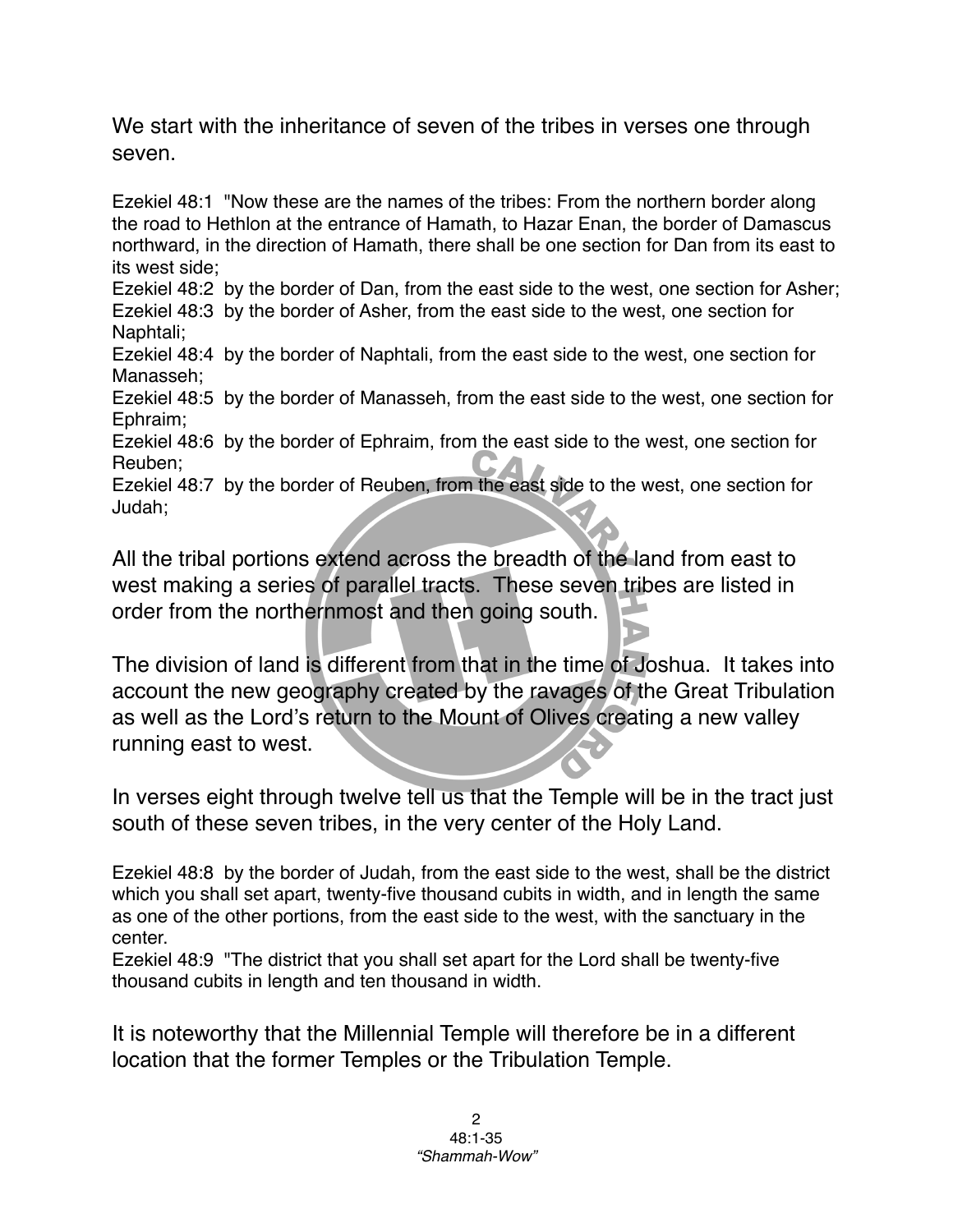We start with the inheritance of seven of the tribes in verses one through seven.

Ezekiel 48:1 "Now these are the names of the tribes: From the northern border along the road to Hethlon at the entrance of Hamath, to Hazar Enan, the border of Damascus northward, in the direction of Hamath, there shall be one section for Dan from its east to its west side;
Ezekiel 48:2 by the border of Dan, from the east side to the west, one section for Asher;
Ezekiel 48:3 by the border of Asher, from the east side to the west, one section for Naphtali;
Ezekiel 48:4 by the border of Naphtali, from the east side to the west, one section for Manasseh;
Ezekiel 48:5 by the border of Manasseh, from the east side to the west, one section for Ephraim;
Ezekiel 48:6 by the border of Ephraim, from the east side to the west, one section for Reuben;
Ezekiel 48:7 by the border of Reuben, from the east side to the west, one section for Judah;

All the tribal portions extend across the breadth of the land from east to west making a series of parallel tracts. These seven tribes are listed in order from the northernmost and then going south.

The division of land is different from that in the time of Joshua. It takes into account the new geography created by the ravages of the Great Tribulation as well as the Lord's return to the Mount of Olives creating a new valley running east to west.

In verses eight through twelve tell us that the Temple will be in the tract just south of these seven tribes, in the very center of the Holy Land.

Ezekiel 48:8 by the border of Judah, from the east side to the west, shall be the district which you shall set apart, twenty-five thousand cubits in width, and in length the same as one of the other portions, from the east side to the west, with the sanctuary in the center.
Ezekiel 48:9 "The district that you shall set apart for the Lord shall be twenty-five thousand cubits in length and ten thousand in width.

It is noteworthy that the Millennial Temple will therefore be in a different location that the former Temples or the Tribulation Temple.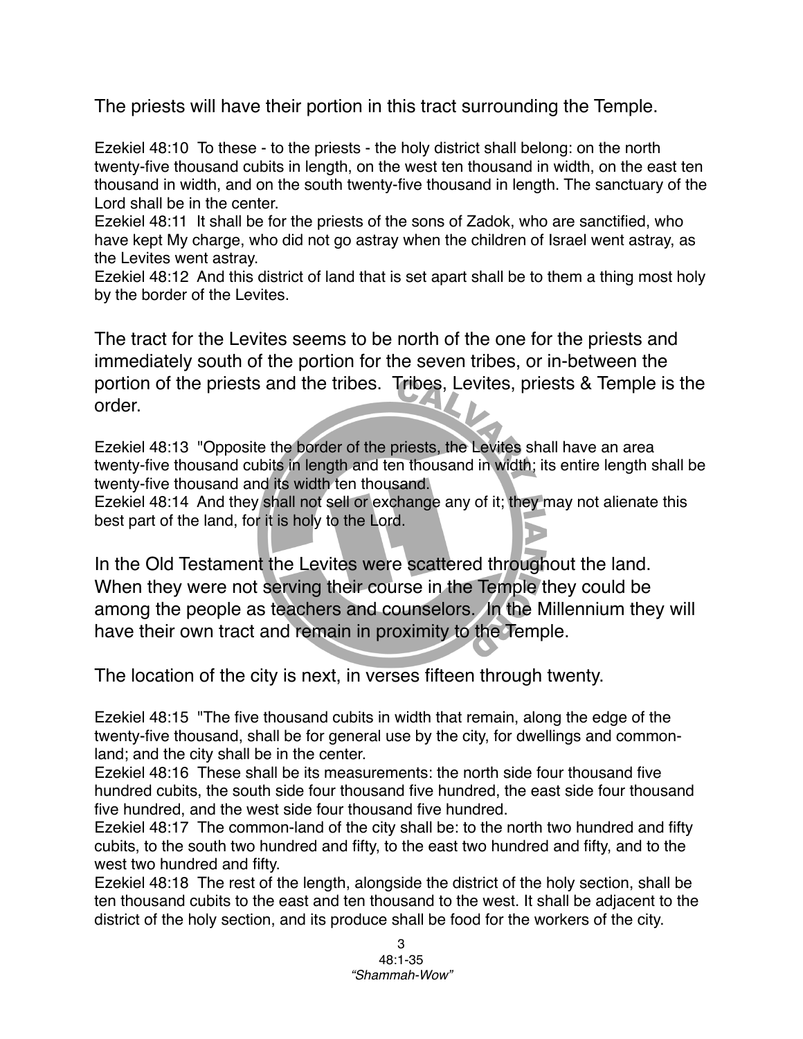The priests will have their portion in this tract surrounding the Temple.

Ezekiel 48:10 To these - to the priests - the holy district shall belong: on the north twenty-five thousand cubits in length, on the west ten thousand in width, on the east ten thousand in width, and on the south twenty-five thousand in length. The sanctuary of the Lord shall be in the center.
Ezekiel 48:11 It shall be for the priests of the sons of Zadok, who are sanctified, who have kept My charge, who did not go astray when the children of Israel went astray, as the Levites went astray.
Ezekiel 48:12 And this district of land that is set apart shall be to them a thing most holy by the border of the Levites.

The tract for the Levites seems to be north of the one for the priests and immediately south of the portion for the seven tribes, or in-between the portion of the priests and the tribes. Tribes, Levites, priests & Temple is the order.

Ezekiel 48:13 "Opposite the border of the priests, the Levites shall have an area twenty-five thousand cubits in length and ten thousand in width; its entire length shall be twenty-five thousand and its width ten thousand.
Ezekiel 48:14 And they shall not sell or exchange any of it; they may not alienate this best part of the land, for it is holy to the Lord.

In the Old Testament the Levites were scattered throughout the land. When they were not serving their course in the Temple they could be among the people as teachers and counselors. In the Millennium they will have their own tract and remain in proximity to the Temple.

The location of the city is next, in verses fifteen through twenty.

Ezekiel 48:15 "The five thousand cubits in width that remain, along the edge of the twenty-five thousand, shall be for general use by the city, for dwellings and common-land; and the city shall be in the center.
Ezekiel 48:16 These shall be its measurements: the north side four thousand five hundred cubits, the south side four thousand five hundred, the east side four thousand five hundred, and the west side four thousand five hundred.
Ezekiel 48:17 The common-land of the city shall be: to the north two hundred and fifty cubits, to the south two hundred and fifty, to the east two hundred and fifty, and to the west two hundred and fifty.
Ezekiel 48:18 The rest of the length, alongside the district of the holy section, shall be ten thousand cubits to the east and ten thousand to the west. It shall be adjacent to the district of the holy section, and its produce shall be food for the workers of the city.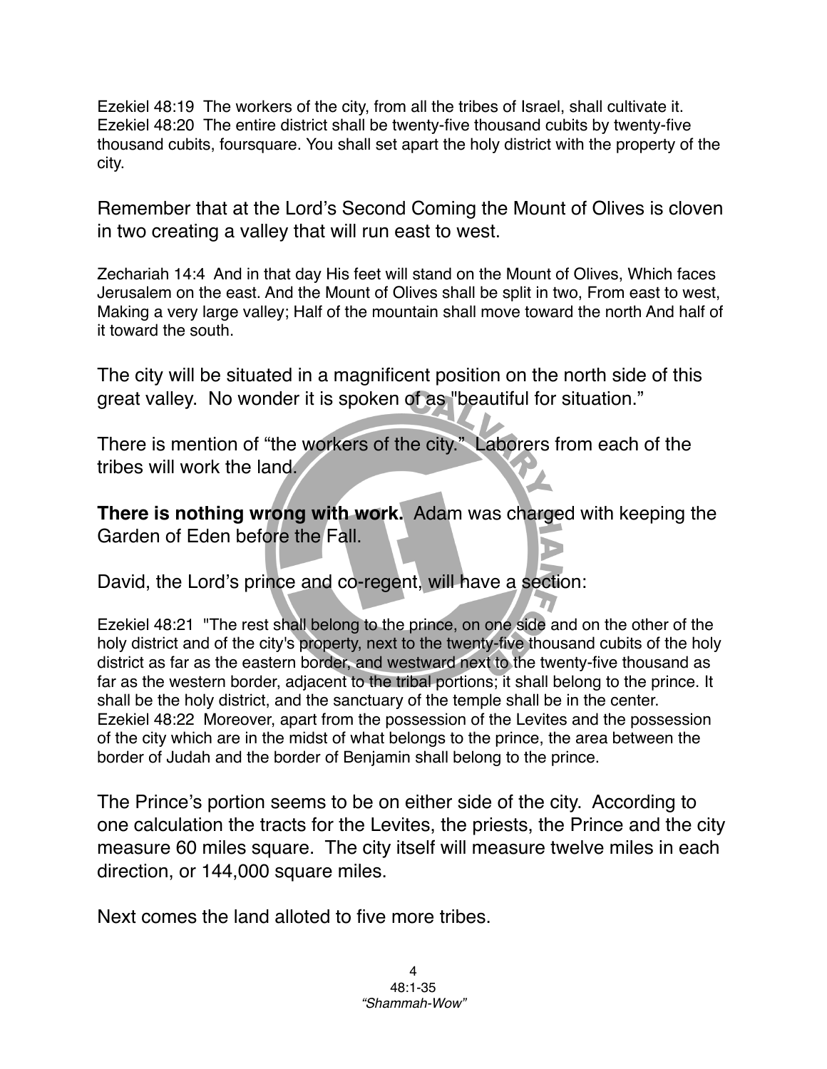Ezekiel 48:19  The workers of the city, from all the tribes of Israel, shall cultivate it.
Ezekiel 48:20  The entire district shall be twenty-five thousand cubits by twenty-five thousand cubits, foursquare. You shall set apart the holy district with the property of the city.

Remember that at the Lord's Second Coming the Mount of Olives is cloven in two creating a valley that will run east to west.

Zechariah 14:4  And in that day His feet will stand on the Mount of Olives, Which faces Jerusalem on the east. And the Mount of Olives shall be split in two, From east to west, Making a very large valley; Half of the mountain shall move toward the north And half of it toward the south.

The city will be situated in a magnificent position on the north side of this great valley.  No wonder it is spoken of as "beautiful for situation."

There is mention of "the workers of the city."  Laborers from each of the tribes will work the land.

**There is nothing wrong with work.**  Adam was charged with keeping the Garden of Eden before the Fall.

David, the Lord's prince and co-regent, will have a section:

Ezekiel 48:21  "The rest shall belong to the prince, on one side and on the other of the holy district and of the city's property, next to the twenty-five thousand cubits of the holy district as far as the eastern border, and westward next to the twenty-five thousand as far as the western border, adjacent to the tribal portions; it shall belong to the prince. It shall be the holy district, and the sanctuary of the temple shall be in the center.
Ezekiel 48:22  Moreover, apart from the possession of the Levites and the possession of the city which are in the midst of what belongs to the prince, the area between the border of Judah and the border of Benjamin shall belong to the prince.

The Prince's portion seems to be on either side of the city.  According to one calculation the tracts for the Levites, the priests, the Prince and the city measure 60 miles square.  The city itself will measure twelve miles in each direction, or 144,000 square miles.

Next comes the land alloted to five more tribes.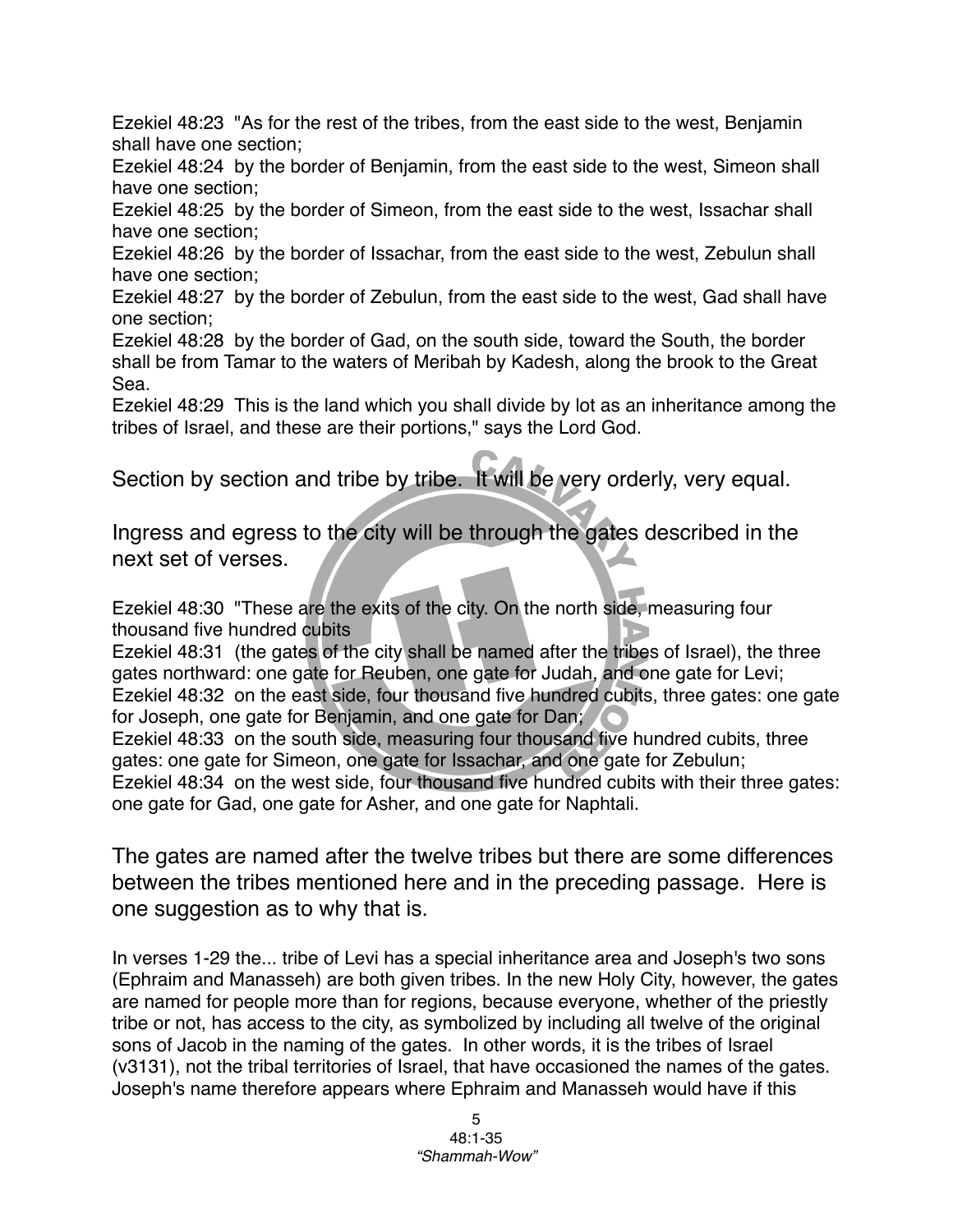Ezekiel 48:23 "As for the rest of the tribes, from the east side to the west, Benjamin shall have one section;
Ezekiel 48:24 by the border of Benjamin, from the east side to the west, Simeon shall have one section;
Ezekiel 48:25 by the border of Simeon, from the east side to the west, Issachar shall have one section;
Ezekiel 48:26 by the border of Issachar, from the east side to the west, Zebulun shall have one section;
Ezekiel 48:27 by the border of Zebulun, from the east side to the west, Gad shall have one section;
Ezekiel 48:28 by the border of Gad, on the south side, toward the South, the border shall be from Tamar to the waters of Meribah by Kadesh, along the brook to the Great Sea.
Ezekiel 48:29 This is the land which you shall divide by lot as an inheritance among the tribes of Israel, and these are their portions," says the Lord God.

Section by section and tribe by tribe. It will be very orderly, very equal.

Ingress and egress to the city will be through the gates described in the next set of verses.

Ezekiel 48:30 "These are the exits of the city. On the north side, measuring four thousand five hundred cubits
Ezekiel 48:31 (the gates of the city shall be named after the tribes of Israel), the three gates northward: one gate for Reuben, one gate for Judah, and one gate for Levi;
Ezekiel 48:32 on the east side, four thousand five hundred cubits, three gates: one gate for Joseph, one gate for Benjamin, and one gate for Dan;
Ezekiel 48:33 on the south side, measuring four thousand five hundred cubits, three gates: one gate for Simeon, one gate for Issachar, and one gate for Zebulun;
Ezekiel 48:34 on the west side, four thousand five hundred cubits with their three gates: one gate for Gad, one gate for Asher, and one gate for Naphtali.

The gates are named after the twelve tribes but there are some differences between the tribes mentioned here and in the preceding passage. Here is one suggestion as to why that is.

In verses 1-29 the... tribe of Levi has a special inheritance area and Joseph's two sons (Ephraim and Manasseh) are both given tribes. In the new Holy City, however, the gates are named for people more than for regions, because everyone, whether of the priestly tribe or not, has access to the city, as symbolized by including all twelve of the original sons of Jacob in the naming of the gates. In other words, it is the tribes of Israel (v3131), not the tribal territories of Israel, that have occasioned the names of the gates. Joseph's name therefore appears where Ephraim and Manasseh would have if this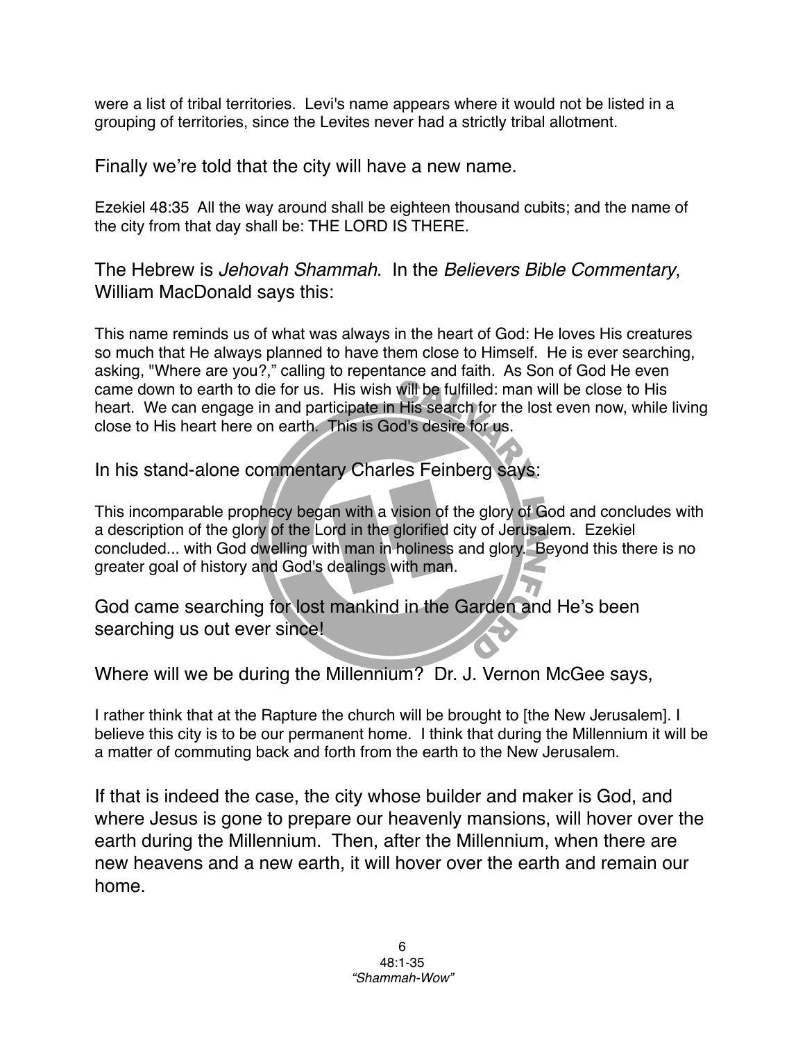were a list of tribal territories. Levi's name appears where it would not be listed in a grouping of territories, since the Levites never had a strictly tribal allotment.

Finally we're told that the city will have a new name.

Ezekiel 48:35 All the way around shall be eighteen thousand cubits; and the name of the city from that day shall be: THE LORD IS THERE.

The Hebrew is *Jehovah Shammah*. In the *Believers Bible Commentary*, William MacDonald says this:

This name reminds us of what was always in the heart of God: He loves His creatures so much that He always planned to have them close to Himself. He is ever searching, asking, "Where are you?," calling to repentance and faith. As Son of God He even came down to earth to die for us. His wish will be fulfilled: man will be close to His heart. We can engage in and participate in His search for the lost even now, while living close to His heart here on earth. This is God's desire for us.

In his stand-alone commentary Charles Feinberg says:

This incomparable prophecy began with a vision of the glory of God and concludes with a description of the glory of the Lord in the glorified city of Jerusalem. Ezekiel concluded... with God dwelling with man in holiness and glory. Beyond this there is no greater goal of history and God's dealings with man.

God came searching for lost mankind in the Garden and He's been searching us out ever since!

Where will we be during the Millennium? Dr. J. Vernon McGee says,

I rather think that at the Rapture the church will be brought to [the New Jerusalem]. I believe this city is to be our permanent home. I think that during the Millennium it will be a matter of commuting back and forth from the earth to the New Jerusalem.

If that is indeed the case, the city whose builder and maker is God, and where Jesus is gone to prepare our heavenly mansions, will hover over the earth during the Millennium. Then, after the Millennium, when there are new heavens and a new earth, it will hover over the earth and remain our home.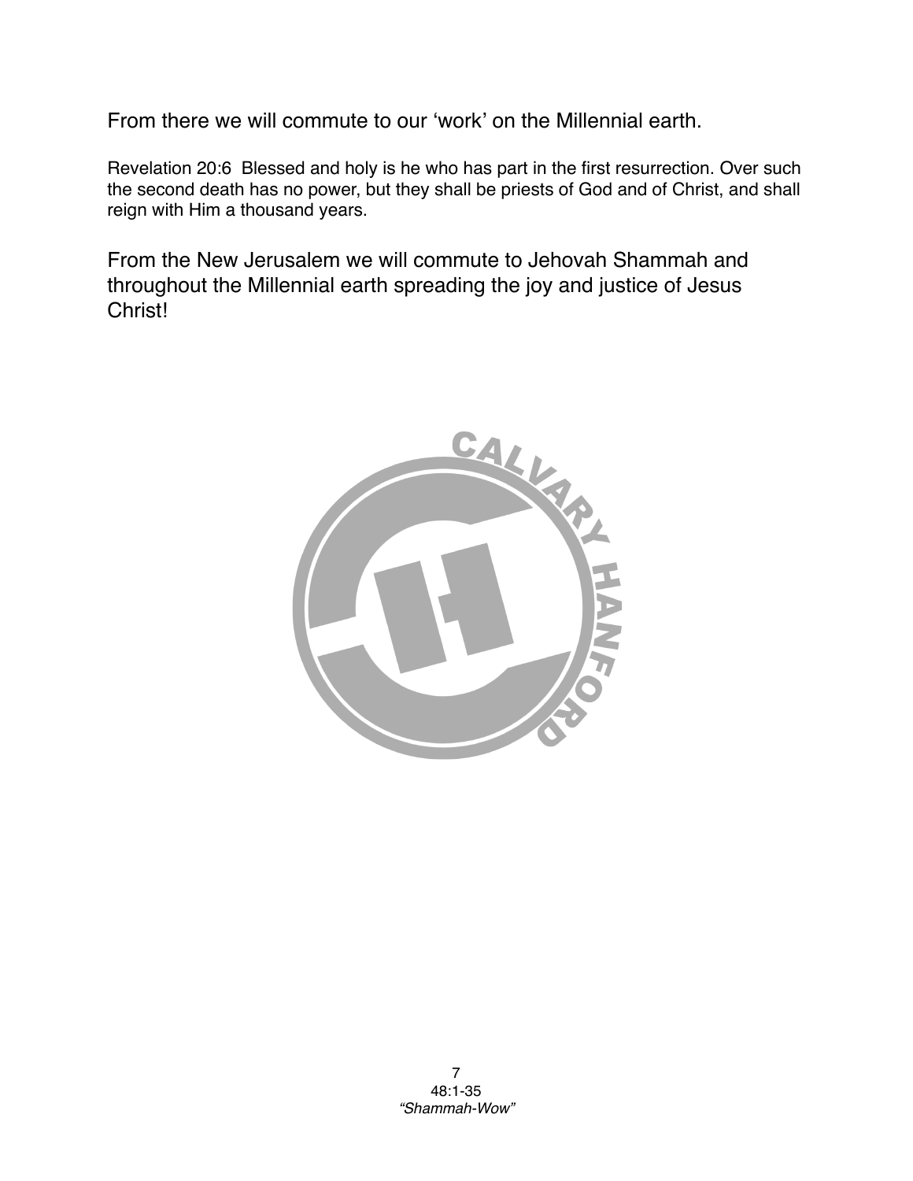From there we will commute to our 'work' on the Millennial earth.

Revelation 20:6  Blessed and holy is he who has part in the first resurrection. Over such the second death has no power, but they shall be priests of God and of Christ, and shall reign with Him a thousand years.

From the New Jerusalem we will commute to Jehovah Shammah and throughout the Millennial earth spreading the joy and justice of Jesus Christ!